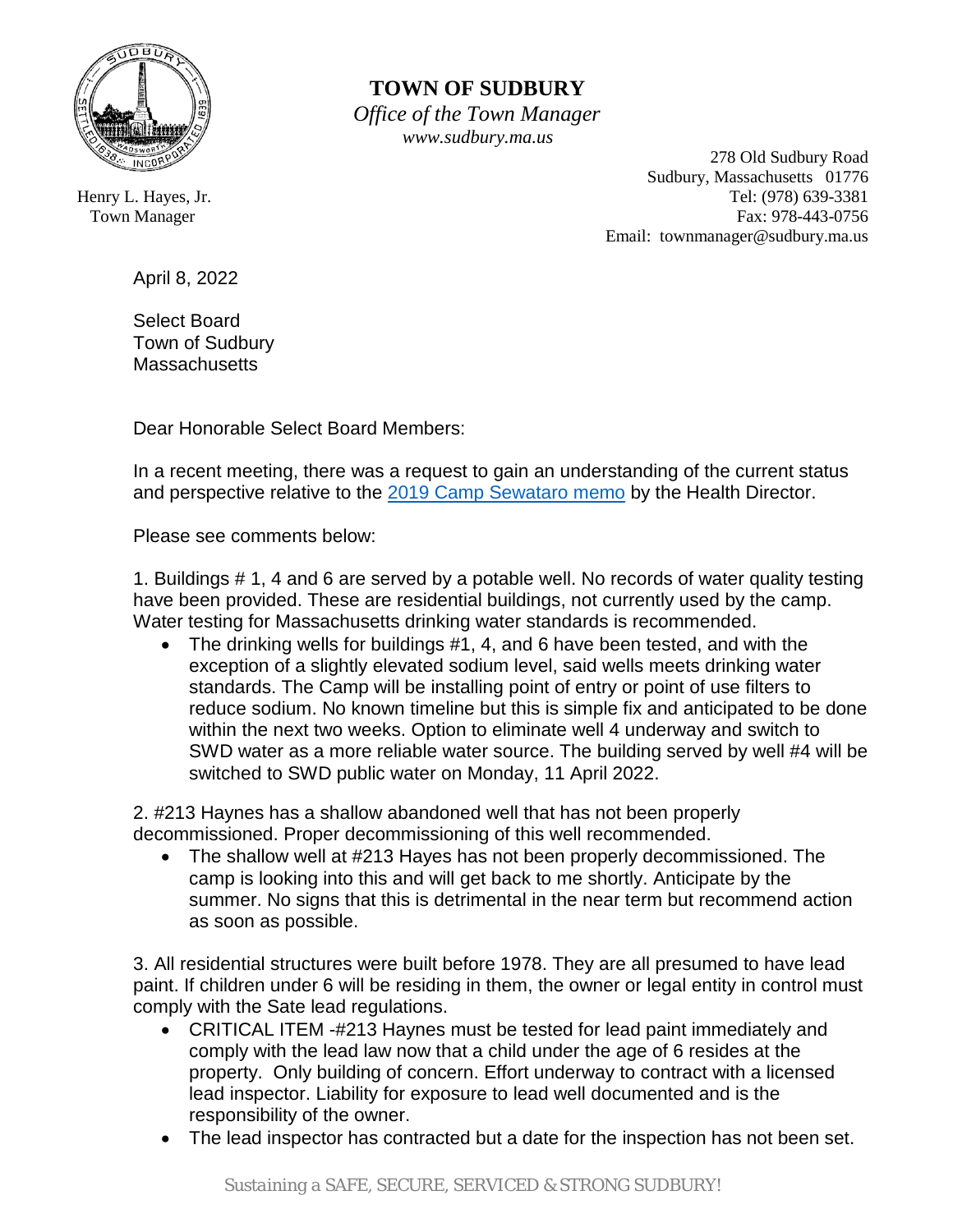# TOWN OF SUDBURY

*Office of the Town Manager*
*www.sudbury.ma.us*

Henry L. Hayes, Jr.
Town Manager

278 Old Sudbury Road
Sudbury, Massachusetts 01776
Tel: (978) 639-3381
Fax: 978-443-0756
Email: townmanager@sudbury.ma.us

April 8, 2022

Select Board
Town of Sudbury
Massachusetts

Dear Honorable Select Board Members:

In a recent meeting, there was a request to gain an understanding of the current status and perspective relative to the 2019 Camp Sewataro memo by the Health Director.

Please see comments below:

1. Buildings # 1, 4 and 6 are served by a potable well. No records of water quality testing have been provided. These are residential buildings, not currently used by the camp. Water testing for Massachusetts drinking water standards is recommended.
   - The drinking wells for buildings #1, 4, and 6 have been tested, and with the exception of a slightly elevated sodium level, said wells meets drinking water standards. The Camp will be installing point of entry or point of use filters to reduce sodium. No known timeline but this is simple fix and anticipated to be done within the next two weeks. Option to eliminate well 4 underway and switch to SWD water as a more reliable water source. The building served by well #4 will be switched to SWD public water on Monday, 11 April 2022.

2. #213 Haynes has a shallow abandoned well that has not been properly decommissioned. Proper decommissioning of this well recommended.
   - The shallow well at #213 Hayes has not been properly decommissioned. The camp is looking into this and will get back to me shortly. Anticipate by the summer. No signs that this is detrimental in the near term but recommend action as soon as possible.

3. All residential structures were built before 1978. They are all presumed to have lead paint. If children under 6 will be residing in them, the owner or legal entity in control must comply with the Sate lead regulations.
   - CRITICAL ITEM -#213 Haynes must be tested for lead paint immediately and comply with the lead law now that a child under the age of 6 resides at the property. Only building of concern. Effort underway to contract with a licensed lead inspector. Liability for exposure to lead well documented and is the responsibility of the owner.
   - The lead inspector has contracted but a date for the inspection has not been set.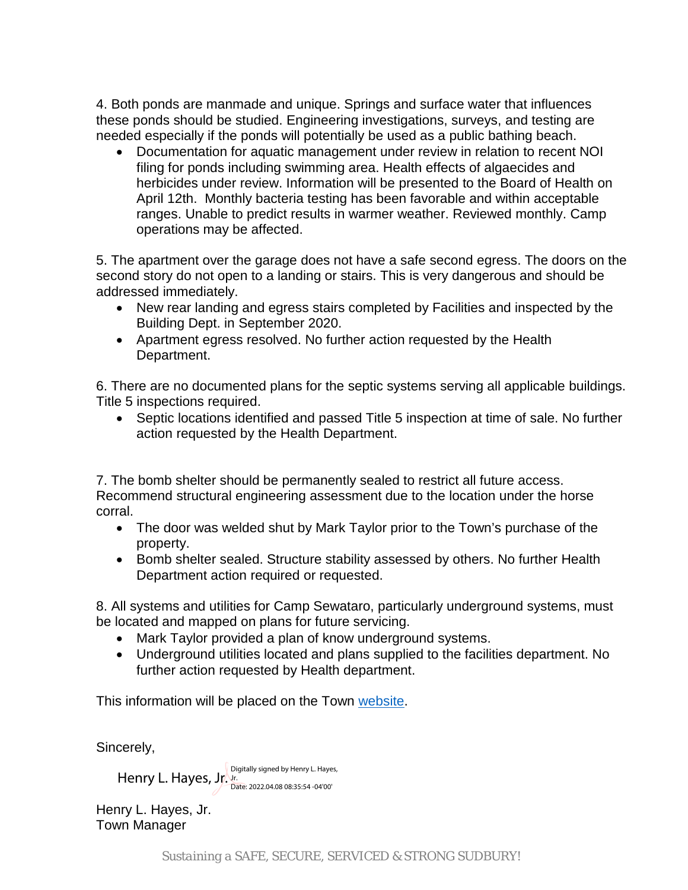4. Both ponds are manmade and unique. Springs and surface water that influences these ponds should be studied. Engineering investigations, surveys, and testing are needed especially if the ponds will potentially be used as a public bathing beach.

- Documentation for aquatic management under review in relation to recent NOI filing for ponds including swimming area. Health effects of algaecides and herbicides under review. Information will be presented to the Board of Health on April 12th. Monthly bacteria testing has been favorable and within acceptable ranges. Unable to predict results in warmer weather. Reviewed monthly. Camp operations may be affected.

5. The apartment over the garage does not have a safe second egress. The doors on the second story do not open to a landing or stairs. This is very dangerous and should be addressed immediately.

- New rear landing and egress stairs completed by Facilities and inspected by the Building Dept. in September 2020.
- Apartment egress resolved. No further action requested by the Health Department.

6. There are no documented plans for the septic systems serving all applicable buildings. Title 5 inspections required.

- Septic locations identified and passed Title 5 inspection at time of sale. No further action requested by the Health Department.

7. The bomb shelter should be permanently sealed to restrict all future access. Recommend structural engineering assessment due to the location under the horse corral.

- The door was welded shut by Mark Taylor prior to the Town's purchase of the property.
- Bomb shelter sealed. Structure stability assessed by others. No further Health Department action required or requested.

8. All systems and utilities for Camp Sewataro, particularly underground systems, must be located and mapped on plans for future servicing.

- Mark Taylor provided a plan of know underground systems.
- Underground utilities located and plans supplied to the facilities department. No further action requested by Health department.

This information will be placed on the Town website.

Sincerely,

Henry L. Hayes, Jr. Digitally signed by Henry L. Hayes, Jr. Date: 2022.04.08 08:35:54 -04'00'

Henry L. Hayes, Jr.
Town Manager

Sustaining a SAFE, SECURE, SERVICED & STRONG SUDBURY!